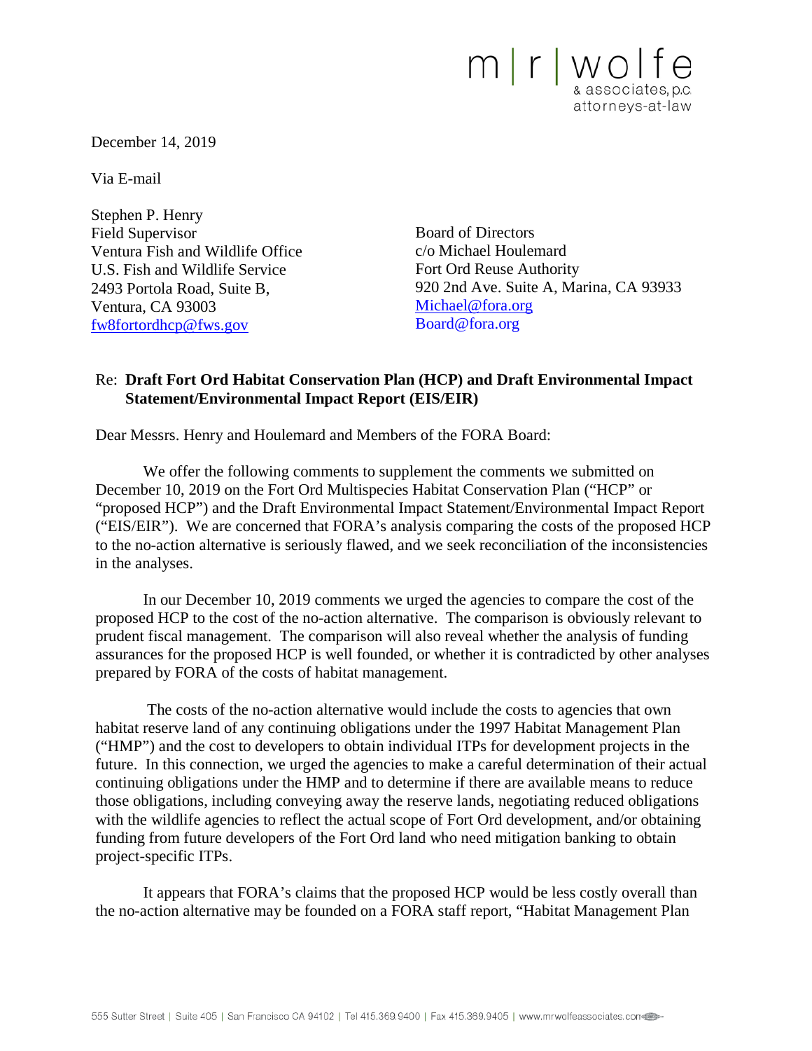m | r | wolfe
& associates, p.c.
attorneys-at-law

December 14, 2019

Via E-mail

Stephen P. Henry
Field Supervisor
Ventura Fish and Wildlife Office
U.S. Fish and Wildlife Service
2493 Portola Road, Suite B,
Ventura, CA 93003
fw8fortordhcp@fws.gov

Board of Directors
c/o Michael Houlemard
Fort Ord Reuse Authority
920 2nd Ave. Suite A, Marina, CA 93933
Michael@fora.org
Board@fora.org

Re: **Draft Fort Ord Habitat Conservation Plan (HCP) and Draft Environmental Impact Statement/Environmental Impact Report (EIS/EIR)**

Dear Messrs. Henry and Houlemard and Members of the FORA Board:

We offer the following comments to supplement the comments we submitted on December 10, 2019 on the Fort Ord Multispecies Habitat Conservation Plan ("HCP" or "proposed HCP") and the Draft Environmental Impact Statement/Environmental Impact Report ("EIS/EIR"). We are concerned that FORA's analysis comparing the costs of the proposed HCP to the no-action alternative is seriously flawed, and we seek reconciliation of the inconsistencies in the analyses.

In our December 10, 2019 comments we urged the agencies to compare the cost of the proposed HCP to the cost of the no-action alternative. The comparison is obviously relevant to prudent fiscal management. The comparison will also reveal whether the analysis of funding assurances for the proposed HCP is well founded, or whether it is contradicted by other analyses prepared by FORA of the costs of habitat management.

The costs of the no-action alternative would include the costs to agencies that own habitat reserve land of any continuing obligations under the 1997 Habitat Management Plan ("HMP") and the cost to developers to obtain individual ITPs for development projects in the future. In this connection, we urged the agencies to make a careful determination of their actual continuing obligations under the HMP and to determine if there are available means to reduce those obligations, including conveying away the reserve lands, negotiating reduced obligations with the wildlife agencies to reflect the actual scope of Fort Ord development, and/or obtaining funding from future developers of the Fort Ord land who need mitigation banking to obtain project-specific ITPs.

It appears that FORA's claims that the proposed HCP would be less costly overall than the no-action alternative may be founded on a FORA staff report, "Habitat Management Plan

555 Sutter Street | Suite 405 | San Francisco CA 94102 | Tel 415.369.9400 | Fax 415.369.9405 | www.mrwolfeassociates.com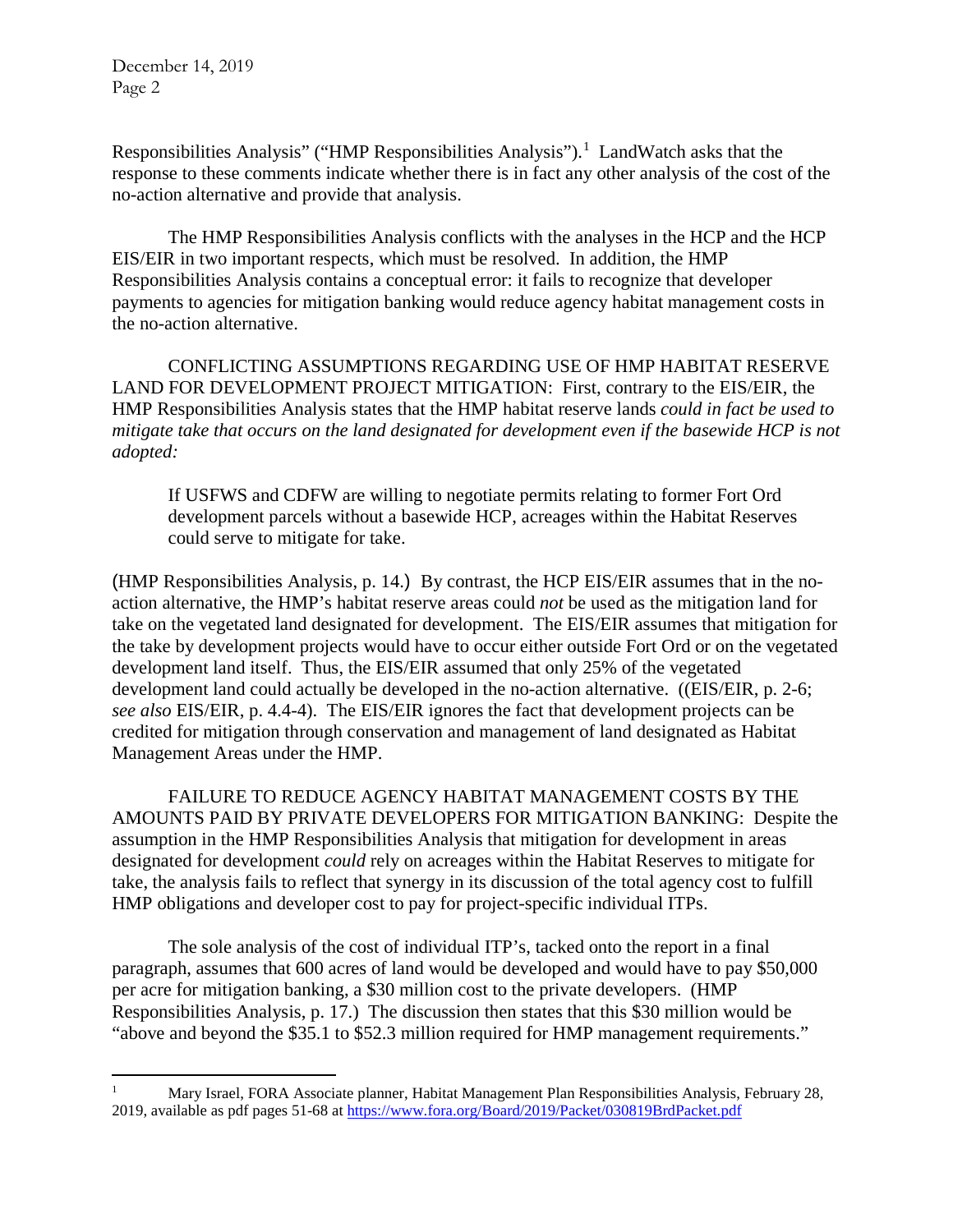Responsibilities Analysis" ("HMP Responsibilities Analysis").[1] LandWatch asks that the response to these comments indicate whether there is in fact any other analysis of the cost of the no-action alternative and provide that analysis.

The HMP Responsibilities Analysis conflicts with the analyses in the HCP and the HCP EIS/EIR in two important respects, which must be resolved. In addition, the HMP Responsibilities Analysis contains a conceptual error: it fails to recognize that developer payments to agencies for mitigation banking would reduce agency habitat management costs in the no-action alternative.

CONFLICTING ASSUMPTIONS REGARDING USE OF HMP HABITAT RESERVE LAND FOR DEVELOPMENT PROJECT MITIGATION: First, contrary to the EIS/EIR, the HMP Responsibilities Analysis states that the HMP habitat reserve lands *could in fact be used to mitigate take that occurs on the land designated for development even if the basewide HCP is not adopted:*

> If USFWS and CDFW are willing to negotiate permits relating to former Fort Ord development parcels without a basewide HCP, acreages within the Habitat Reserves could serve to mitigate for take.

(HMP Responsibilities Analysis, p. 14.) By contrast, the HCP EIS/EIR assumes that in the no-action alternative, the HMP's habitat reserve areas could *not* be used as the mitigation land for take on the vegetated land designated for development. The EIS/EIR assumes that mitigation for the take by development projects would have to occur either outside Fort Ord or on the vegetated development land itself. Thus, the EIS/EIR assumed that only 25% of the vegetated development land could actually be developed in the no-action alternative. ((EIS/EIR, p. 2-6; *see also* EIS/EIR, p. 4.4-4). The EIS/EIR ignores the fact that development projects can be credited for mitigation through conservation and management of land designated as Habitat Management Areas under the HMP.

FAILURE TO REDUCE AGENCY HABITAT MANAGEMENT COSTS BY THE AMOUNTS PAID BY PRIVATE DEVELOPERS FOR MITIGATION BANKING: Despite the assumption in the HMP Responsibilities Analysis that mitigation for development in areas designated for development *could* rely on acreages within the Habitat Reserves to mitigate for take, the analysis fails to reflect that synergy in its discussion of the total agency cost to fulfill HMP obligations and developer cost to pay for project-specific individual ITPs.

The sole analysis of the cost of individual ITP's, tacked onto the report in a final paragraph, assumes that 600 acres of land would be developed and would have to pay $50,000 per acre for mitigation banking, a $30 million cost to the private developers. (HMP Responsibilities Analysis, p. 17.) The discussion then states that this $30 million would be "above and beyond the $35.1 to $52.3 million required for HMP management requirements."

---

[1] Mary Israel, FORA Associate planner, Habitat Management Plan Responsibilities Analysis, February 28, 2019, available as pdf pages 51-68 at https://www.fora.org/Board/2019/Packet/030819BrdPacket.pdf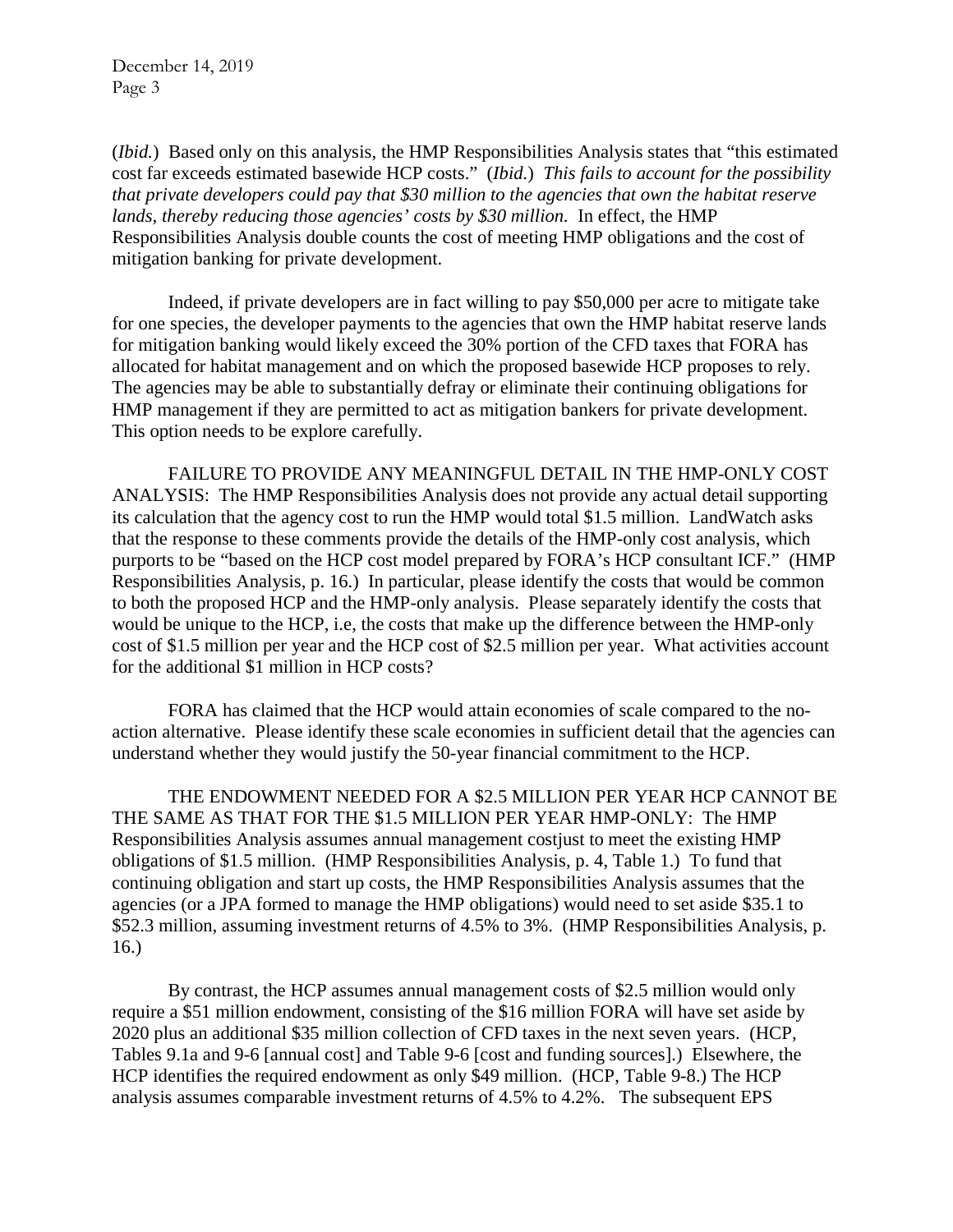(*Ibid.*) Based only on this analysis, the HMP Responsibilities Analysis states that "this estimated cost far exceeds estimated basewide HCP costs." (*Ibid.*) *This fails to account for the possibility that private developers could pay that $30 million to the agencies that own the habitat reserve lands, thereby reducing those agencies' costs by $30 million.* In effect, the HMP Responsibilities Analysis double counts the cost of meeting HMP obligations and the cost of mitigation banking for private development.

Indeed, if private developers are in fact willing to pay $50,000 per acre to mitigate take for one species, the developer payments to the agencies that own the HMP habitat reserve lands for mitigation banking would likely exceed the 30% portion of the CFD taxes that FORA has allocated for habitat management and on which the proposed basewide HCP proposes to rely. The agencies may be able to substantially defray or eliminate their continuing obligations for HMP management if they are permitted to act as mitigation bankers for private development. This option needs to be explore carefully.

FAILURE TO PROVIDE ANY MEANINGFUL DETAIL IN THE HMP-ONLY COST ANALYSIS: The HMP Responsibilities Analysis does not provide any actual detail supporting its calculation that the agency cost to run the HMP would total $1.5 million. LandWatch asks that the response to these comments provide the details of the HMP-only cost analysis, which purports to be "based on the HCP cost model prepared by FORA's HCP consultant ICF." (HMP Responsibilities Analysis, p. 16.) In particular, please identify the costs that would be common to both the proposed HCP and the HMP-only analysis. Please separately identify the costs that would be unique to the HCP, i.e, the costs that make up the difference between the HMP-only cost of $1.5 million per year and the HCP cost of $2.5 million per year. What activities account for the additional $1 million in HCP costs?

FORA has claimed that the HCP would attain economies of scale compared to the no-action alternative. Please identify these scale economies in sufficient detail that the agencies can understand whether they would justify the 50-year financial commitment to the HCP.

THE ENDOWMENT NEEDED FOR A $2.5 MILLION PER YEAR HCP CANNOT BE THE SAME AS THAT FOR THE $1.5 MILLION PER YEAR HMP-ONLY: The HMP Responsibilities Analysis assumes annual management costjust to meet the existing HMP obligations of $1.5 million. (HMP Responsibilities Analysis, p. 4, Table 1.) To fund that continuing obligation and start up costs, the HMP Responsibilities Analysis assumes that the agencies (or a JPA formed to manage the HMP obligations) would need to set aside $35.1 to $52.3 million, assuming investment returns of 4.5% to 3%. (HMP Responsibilities Analysis, p. 16.)

By contrast, the HCP assumes annual management costs of $2.5 million would only require a $51 million endowment, consisting of the $16 million FORA will have set aside by 2020 plus an additional $35 million collection of CFD taxes in the next seven years. (HCP, Tables 9.1a and 9-6 [annual cost] and Table 9-6 [cost and funding sources].) Elsewhere, the HCP identifies the required endowment as only $49 million. (HCP, Table 9-8.) The HCP analysis assumes comparable investment returns of 4.5% to 4.2%. The subsequent EPS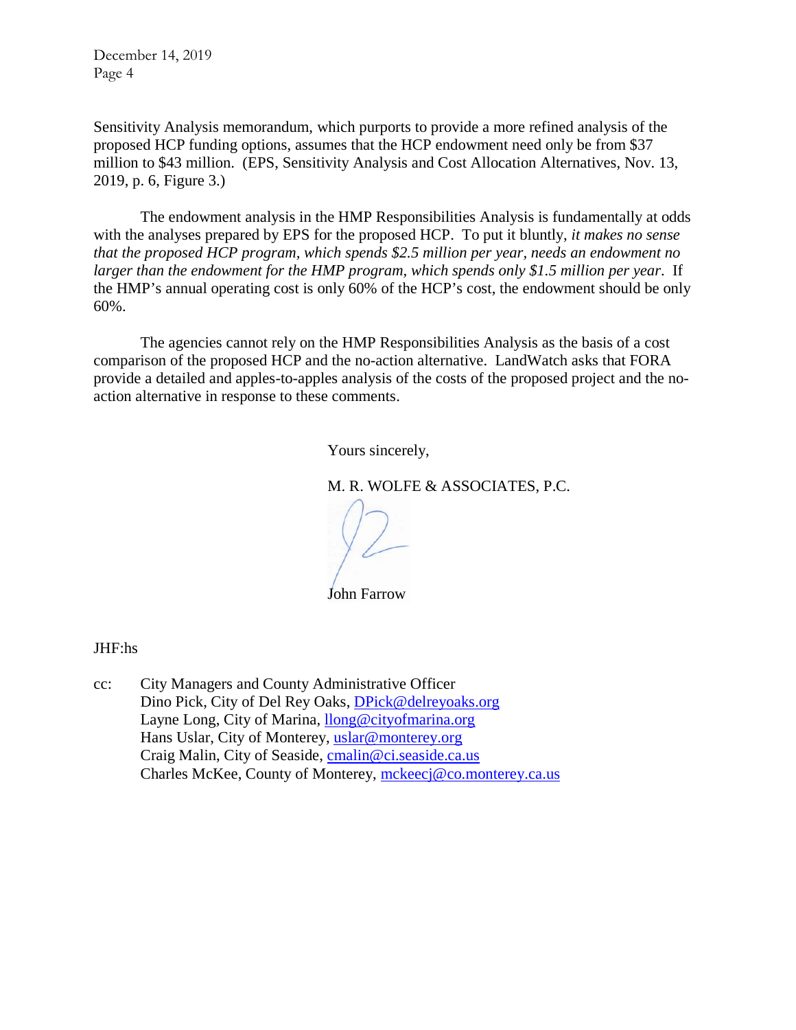Sensitivity Analysis memorandum, which purports to provide a more refined analysis of the proposed HCP funding options, assumes that the HCP endowment need only be from $37 million to $43 million. (EPS, Sensitivity Analysis and Cost Allocation Alternatives, Nov. 13, 2019, p. 6, Figure 3.)

The endowment analysis in the HMP Responsibilities Analysis is fundamentally at odds with the analyses prepared by EPS for the proposed HCP. To put it bluntly, *it makes no sense that the proposed HCP program, which spends $2.5 million per year, needs an endowment no larger than the endowment for the HMP program, which spends only $1.5 million per year*. If the HMP's annual operating cost is only 60% of the HCP's cost, the endowment should be only 60%.

The agencies cannot rely on the HMP Responsibilities Analysis as the basis of a cost comparison of the proposed HCP and the no-action alternative. LandWatch asks that FORA provide a detailed and apples-to-apples analysis of the costs of the proposed project and the no-action alternative in response to these comments.

Yours sincerely,

M. R. WOLFE & ASSOCIATES, P.C.

John Farrow

JHF:hs

cc: City Managers and County Administrative Officer
Dino Pick, City of Del Rey Oaks, DPick@delreyoaks.org
Layne Long, City of Marina, llong@cityofmarina.org
Hans Uslar, City of Monterey, uslar@monterey.org
Craig Malin, City of Seaside, cmalin@ci.seaside.ca.us
Charles McKee, County of Monterey, mckeecj@co.monterey.ca.us